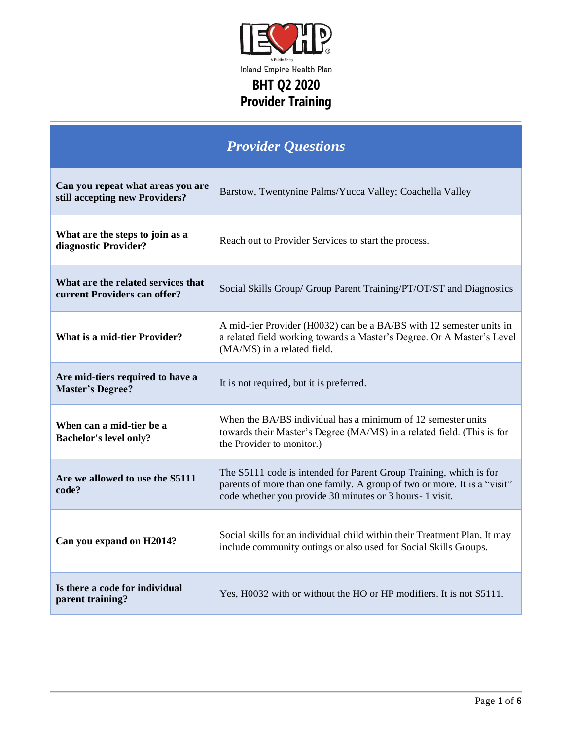Inland Empire Health Plan

# BHT Q2 2020
# Provider Training

| *Provider Questions* | |
|---|---|
| **Can you repeat what areas you are still accepting new Providers?** | Barstow, Twentynine Palms/Yucca Valley; Coachella Valley |
| **What are the steps to join as a diagnostic Provider?** | Reach out to Provider Services to start the process. |
| **What are the related services that current Providers can offer?** | Social Skills Group/ Group Parent Training/PT/OT/ST and Diagnostics |
| **What is a mid-tier Provider?** | A mid-tier Provider (H0032) can be a BA/BS with 12 semester units in a related field working towards a Master's Degree. Or A Master's Level (MA/MS) in a related field. |
| **Are mid-tiers required to have a Master's Degree?** | It is not required, but it is preferred. |
| **When can a mid-tier be a Bachelor's level only?** | When the BA/BS individual has a minimum of 12 semester units towards their Master's Degree (MA/MS) in a related field. (This is for the Provider to monitor.) |
| **Are we allowed to use the S5111 code?** | The S5111 code is intended for Parent Group Training, which is for parents of more than one family. A group of two or more. It is a "visit" code whether you provide 30 minutes or 3 hours- 1 visit. |
| **Can you expand on H2014?** | Social skills for an individual child within their Treatment Plan. It may include community outings or also used for Social Skills Groups. |
| **Is there a code for individual parent training?** | Yes, H0032 with or without the HO or HP modifiers. It is not S5111. |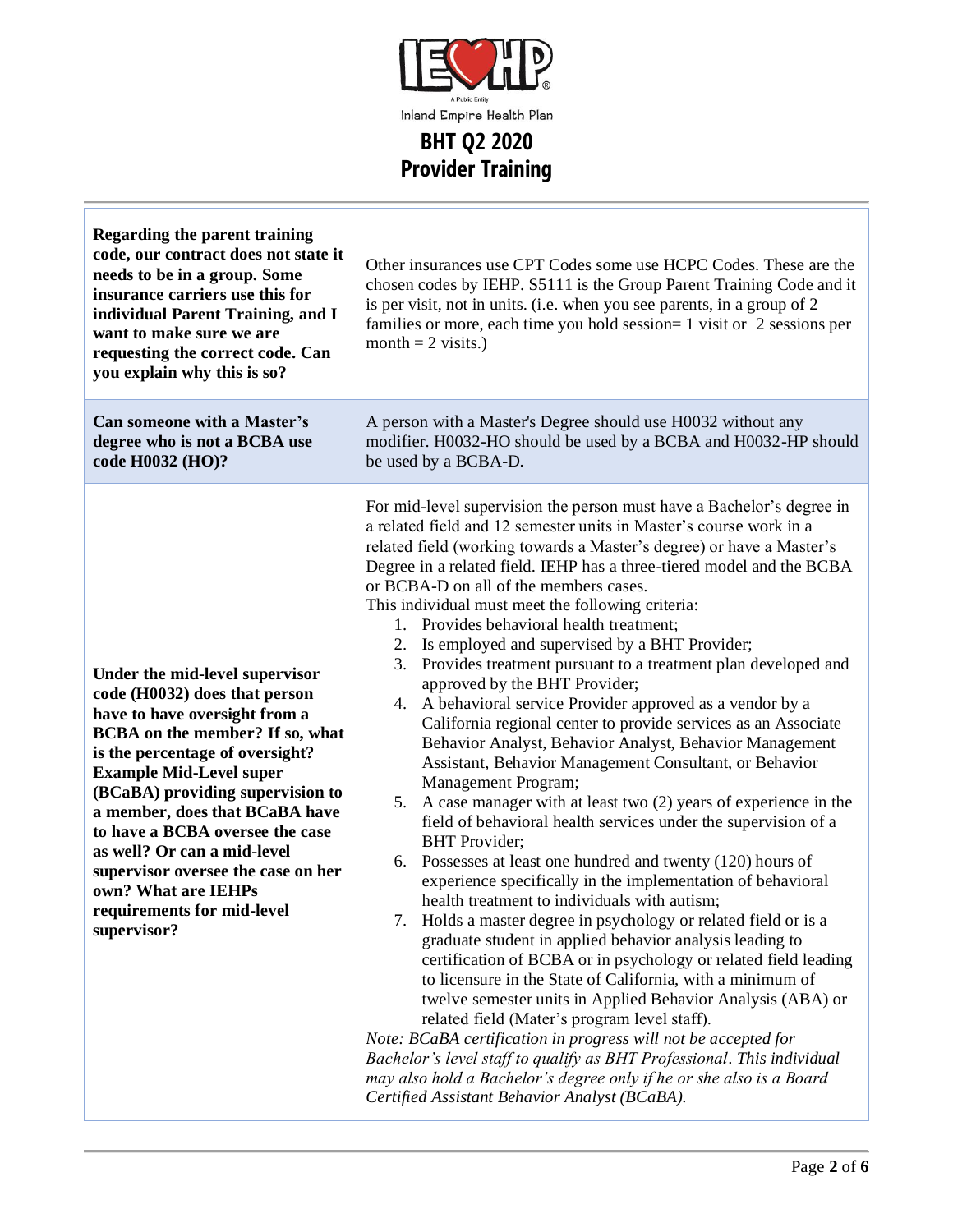IEHP

A Public Entity

Inland Empire Health Plan

# BHT Q2 2020 Provider Training

| | |
|---|---|
| **Regarding the parent training code, our contract does not state it needs to be in a group. Some insurance carriers use this for individual Parent Training, and I want to make sure we are requesting the correct code. Can you explain why this is so?** | Other insurances use CPT Codes some use HCPC Codes. These are the chosen codes by IEHP. S5111 is the Group Parent Training Code and it is per visit, not in units. (i.e. when you see parents, in a group of 2 families or more, each time you hold session= 1 visit or 2 sessions per month = 2 visits.) |
| **Can someone with a Master's degree who is not a BCBA use code H0032 (HO)?** | A person with a Master's Degree should use H0032 without any modifier. H0032-HO should be used by a BCBA and H0032-HP should be used by a BCBA-D. |
| **Under the mid-level supervisor code (H0032) does that person have to have oversight from a BCBA on the member? If so, what is the percentage of oversight? Example Mid-Level super (BCaBA) providing supervision to a member, does that BCaBA have to have a BCBA oversee the case as well? Or can a mid-level supervisor oversee the case on her own? What are IEHPs requirements for mid-level supervisor?** | For mid-level supervision the person must have a Bachelor's degree in a related field and 12 semester units in Master's course work in a related field (working towards a Master's degree) or have a Master's Degree in a related field. IEHP has a three-tiered model and the BCBA or BCBA-D on all of the members cases.<br>This individual must meet the following criteria:<br>1. Provides behavioral health treatment;<br>2. Is employed and supervised by a BHT Provider;<br>3. Provides treatment pursuant to a treatment plan developed and approved by the BHT Provider;<br>4. A behavioral service Provider approved as a vendor by a California regional center to provide services as an Associate Behavior Analyst, Behavior Analyst, Behavior Management Assistant, Behavior Management Consultant, or Behavior Management Program;<br>5. A case manager with at least two (2) years of experience in the field of behavioral health services under the supervision of a BHT Provider;<br>6. Possesses at least one hundred and twenty (120) hours of experience specifically in the implementation of behavioral health treatment to individuals with autism;<br>7. Holds a master degree in psychology or related field or is a graduate student in applied behavior analysis leading to certification of BCBA or in psychology or related field leading to licensure in the State of California, with a minimum of twelve semester units in Applied Behavior Analysis (ABA) or related field (Mater's program level staff).<br>*Note: BCaBA certification in progress will not be accepted for Bachelor's level staff to qualify as BHT Professional. This individual may also hold a Bachelor's degree only if he or she also is a Board Certified Assistant Behavior Analyst (BCaBA).* |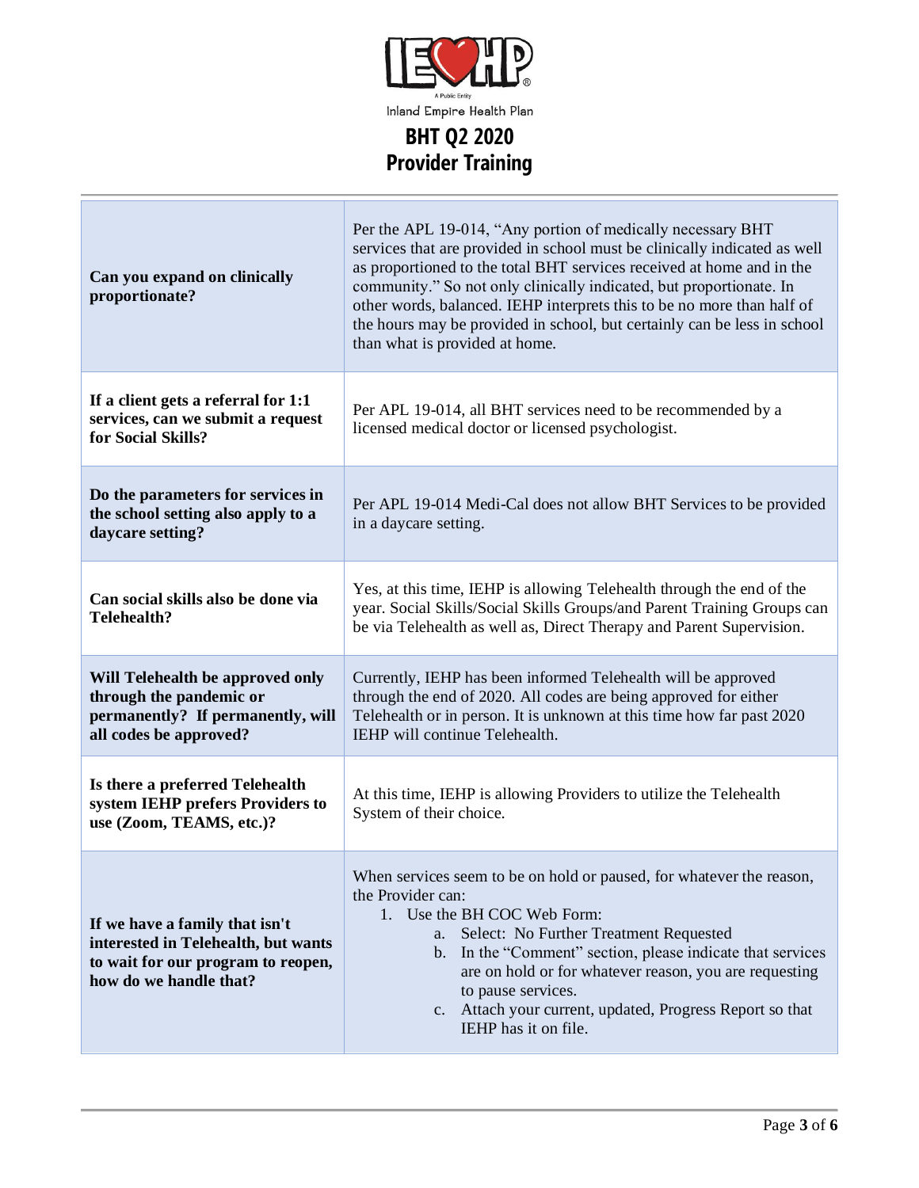| Question | Answer |
|---|---|
| **Can you expand on clinically proportionate?** | Per the APL 19-014, "Any portion of medically necessary BHT services that are provided in school must be clinically indicated as well as proportioned to the total BHT services received at home and in the community." So not only clinically indicated, but proportionate. In other words, balanced. IEHP interprets this to be no more than half of the hours may be provided in school, but certainly can be less in school than what is provided at home. |
| **If a client gets a referral for 1:1 services, can we submit a request for Social Skills?** | Per APL 19-014, all BHT services need to be recommended by a licensed medical doctor or licensed psychologist. |
| **Do the parameters for services in the school setting also apply to a daycare setting?** | Per APL 19-014 Medi-Cal does not allow BHT Services to be provided in a daycare setting. |
| **Can social skills also be done via Telehealth?** | Yes, at this time, IEHP is allowing Telehealth through the end of the year. Social Skills/Social Skills Groups/and Parent Training Groups can be via Telehealth as well as, Direct Therapy and Parent Supervision. |
| **Will Telehealth be approved only through the pandemic or permanently? If permanently, will all codes be approved?** | Currently, IEHP has been informed Telehealth will be approved through the end of 2020. All codes are being approved for either Telehealth or in person. It is unknown at this time how far past 2020 IEHP will continue Telehealth. |
| **Is there a preferred Telehealth system IEHP prefers Providers to use (Zoom, TEAMS, etc.)?** | At this time, IEHP is allowing Providers to utilize the Telehealth System of their choice. |
| **If we have a family that isn't interested in Telehealth, but wants to wait for our program to reopen, how do we handle that?** | When services seem to be on hold or paused, for whatever the reason, the Provider can:<br>1. Use the BH COC Web Form:<br>a. Select: No Further Treatment Requested<br>b. In the "Comment" section, please indicate that services are on hold or for whatever reason, you are requesting to pause services.<br>c. Attach your current, updated, Progress Report so that IEHP has it on file. |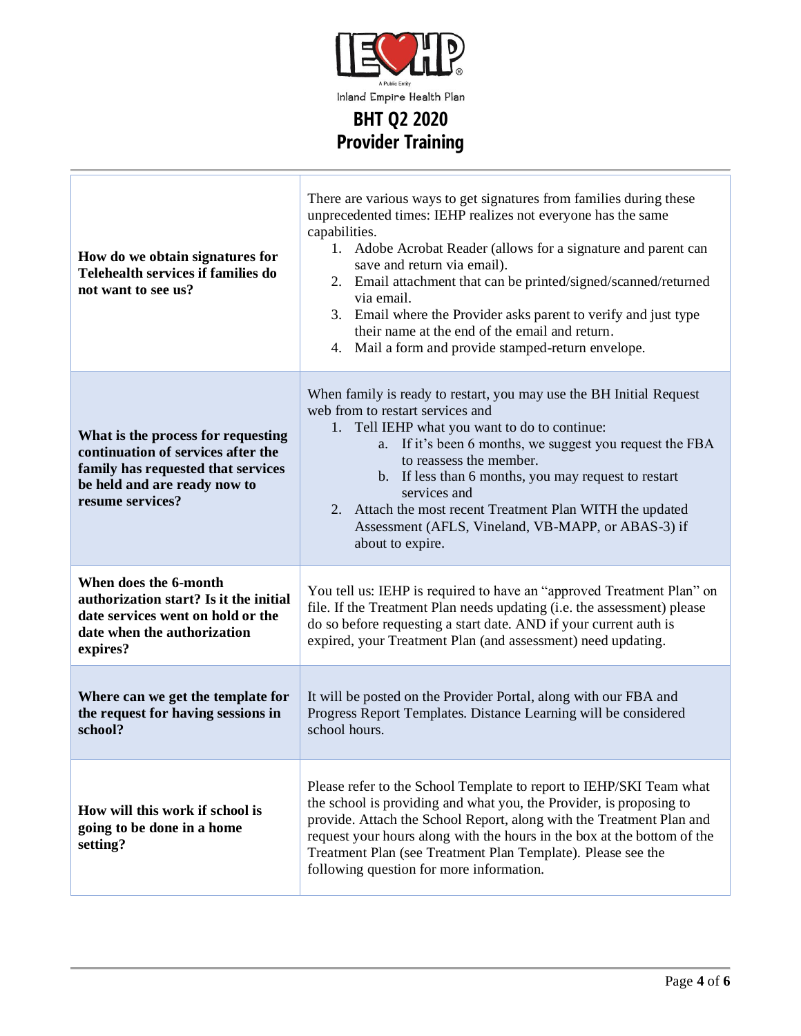Inland Empire Health Plan

# BHT Q2 2020 Provider Training

| | |
|---|---|
| **How do we obtain signatures for Telehealth services if families do not want to see us?** | There are various ways to get signatures from families during these unprecedented times: IEHP realizes not everyone has the same capabilities.<br>1. Adobe Acrobat Reader (allows for a signature and parent can save and return via email).<br>2. Email attachment that can be printed/signed/scanned/returned via email.<br>3. Email where the Provider asks parent to verify and just type their name at the end of the email and return.<br>4. Mail a form and provide stamped-return envelope. |
| **What is the process for requesting continuation of services after the family has requested that services be held and are ready now to resume services?** | When family is ready to restart, you may use the BH Initial Request web from to restart services and<br>1. Tell IEHP what you want to do to continue:<br>&nbsp;&nbsp;&nbsp;&nbsp;a. If it's been 6 months, we suggest you request the FBA to reassess the member.<br>&nbsp;&nbsp;&nbsp;&nbsp;b. If less than 6 months, you may request to restart services and<br>2. Attach the most recent Treatment Plan WITH the updated Assessment (AFLS, Vineland, VB-MAPP, or ABAS-3) if about to expire. |
| **When does the 6-month authorization start? Is it the initial date services went on hold or the date when the authorization expires?** | You tell us: IEHP is required to have an "approved Treatment Plan" on file. If the Treatment Plan needs updating (i.e. the assessment) please do so before requesting a start date. AND if your current auth is expired, your Treatment Plan (and assessment) need updating. |
| **Where can we get the template for the request for having sessions in school?** | It will be posted on the Provider Portal, along with our FBA and Progress Report Templates. Distance Learning will be considered school hours. |
| **How will this work if school is going to be done in a home setting?** | Please refer to the School Template to report to IEHP/SKI Team what the school is providing and what you, the Provider, is proposing to provide. Attach the School Report, along with the Treatment Plan and request your hours along with the hours in the box at the bottom of the Treatment Plan (see Treatment Plan Template). Please see the following question for more information. |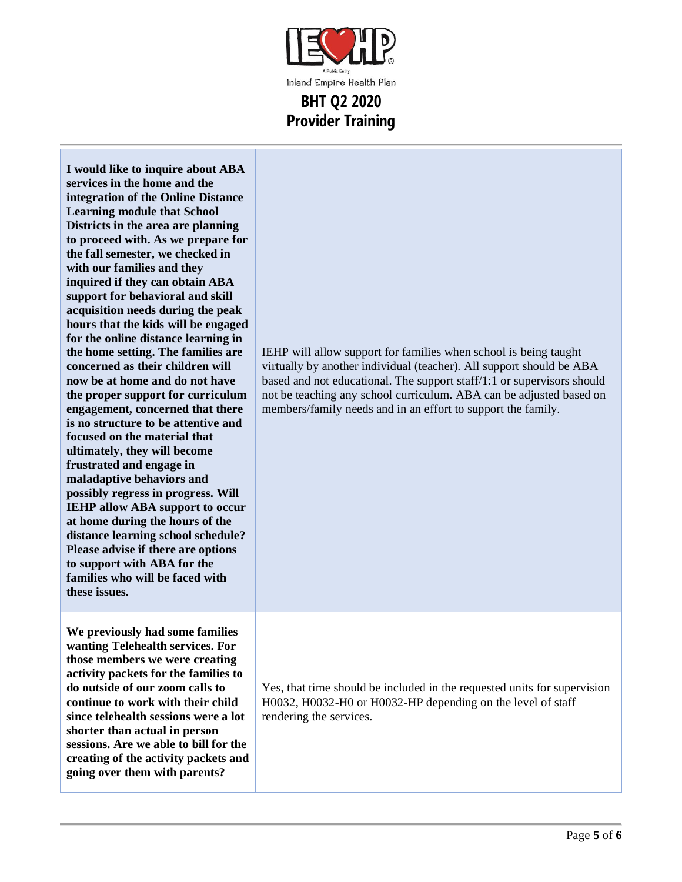| | |
|---|---|
| **I would like to inquire about ABA services in the home and the integration of the Online Distance Learning module that School Districts in the area are planning to proceed with. As we prepare for the fall semester, we checked in with our families and they inquired if they can obtain ABA support for behavioral and skill acquisition needs during the peak hours that the kids will be engaged for the online distance learning in the home setting. The families are concerned as their children will now be at home and do not have the proper support for curriculum engagement, concerned that there is no structure to be attentive and focused on the material that ultimately, they will become frustrated and engage in maladaptive behaviors and possibly regress in progress. Will IEHP allow ABA support to occur at home during the hours of the distance learning school schedule? Please advise if there are options to support with ABA for the families who will be faced with these issues.** | IEHP will allow support for families when school is being taught virtually by another individual (teacher). All support should be ABA based and not educational. The support staff/1:1 or supervisors should not be teaching any school curriculum. ABA can be adjusted based on members/family needs and in an effort to support the family. |
| **We previously had some families wanting Telehealth services. For those members we were creating activity packets for the families to do outside of our zoom calls to continue to work with their child since telehealth sessions were a lot shorter than actual in person sessions. Are we able to bill for the creating of the activity packets and going over them with parents?** | Yes, that time should be included in the requested units for supervision H0032, H0032-H0 or H0032-HP depending on the level of staff rendering the services. |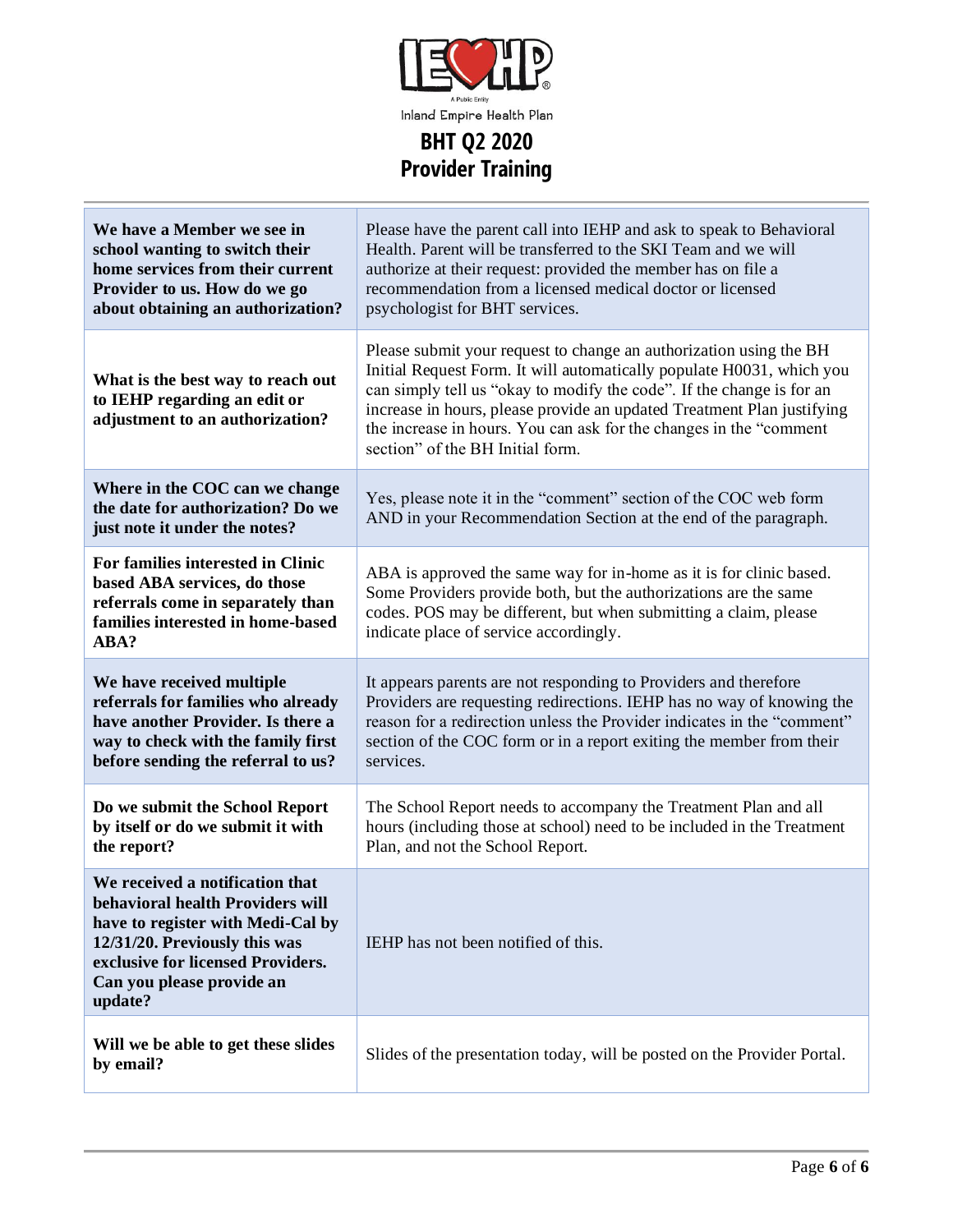Inland Empire Health Plan

# BHT Q2 2020
# Provider Training

| | |
|---|---|
| **We have a Member we see in school wanting to switch their home services from their current Provider to us. How do we go about obtaining an authorization?** | Please have the parent call into IEHP and ask to speak to Behavioral Health. Parent will be transferred to the SKI Team and we will authorize at their request: provided the member has on file a recommendation from a licensed medical doctor or licensed psychologist for BHT services. |
| **What is the best way to reach out to IEHP regarding an edit or adjustment to an authorization?** | Please submit your request to change an authorization using the BH Initial Request Form. It will automatically populate H0031, which you can simply tell us "okay to modify the code". If the change is for an increase in hours, please provide an updated Treatment Plan justifying the increase in hours. You can ask for the changes in the "comment section" of the BH Initial form. |
| **Where in the COC can we change the date for authorization? Do we just note it under the notes?** | Yes, please note it in the "comment" section of the COC web form AND in your Recommendation Section at the end of the paragraph. |
| **For families interested in Clinic based ABA services, do those referrals come in separately than families interested in home-based ABA?** | ABA is approved the same way for in-home as it is for clinic based. Some Providers provide both, but the authorizations are the same codes. POS may be different, but when submitting a claim, please indicate place of service accordingly. |
| **We have received multiple referrals for families who already have another Provider. Is there a way to check with the family first before sending the referral to us?** | It appears parents are not responding to Providers and therefore Providers are requesting redirections. IEHP has no way of knowing the reason for a redirection unless the Provider indicates in the "comment" section of the COC form or in a report exiting the member from their services. |
| **Do we submit the School Report by itself or do we submit it with the report?** | The School Report needs to accompany the Treatment Plan and all hours (including those at school) need to be included in the Treatment Plan, and not the School Report. |
| **We received a notification that behavioral health Providers will have to register with Medi-Cal by 12/31/20. Previously this was exclusive for licensed Providers. Can you please provide an update?** | IEHP has not been notified of this. |
| **Will we be able to get these slides by email?** | Slides of the presentation today, will be posted on the Provider Portal. |